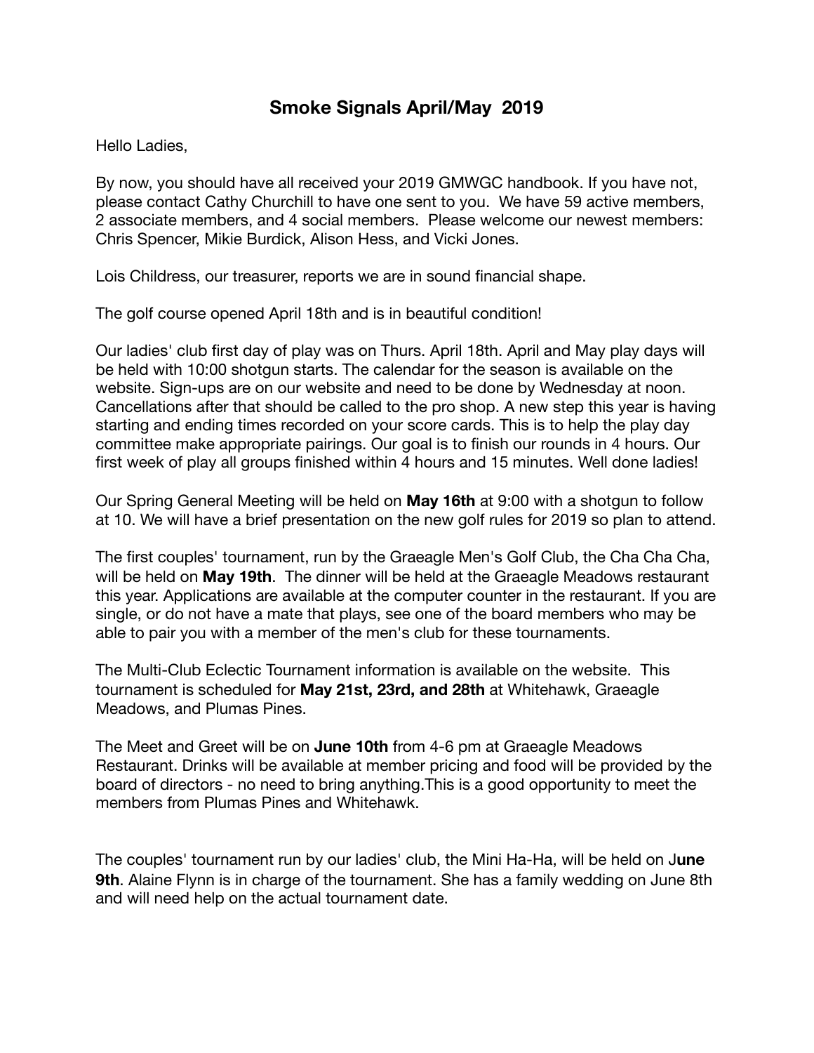# Smoke Signals April/May 2019

Hello Ladies,

By now, you should have all received your 2019 GMWGC handbook. If you have not, please contact Cathy Churchill to have one sent to you. We have 59 active members, 2 associate members, and 4 social members. Please welcome our newest members: Chris Spencer, Mikie Burdick, Alison Hess, and Vicki Jones.

Lois Childress, our treasurer, reports we are in sound financial shape.

The golf course opened April 18th and is in beautiful condition!

Our ladies' club first day of play was on Thurs. April 18th. April and May play days will be held with 10:00 shotgun starts. The calendar for the season is available on the website. Sign-ups are on our website and need to be done by Wednesday at noon. Cancellations after that should be called to the pro shop. A new step this year is having starting and ending times recorded on your score cards. This is to help the play day committee make appropriate pairings. Our goal is to finish our rounds in 4 hours. Our first week of play all groups finished within 4 hours and 15 minutes. Well done ladies!

Our Spring General Meeting will be held on **May 16th** at 9:00 with a shotgun to follow at 10. We will have a brief presentation on the new golf rules for 2019 so plan to attend.

The first couples' tournament, run by the Graeagle Men's Golf Club, the Cha Cha Cha, will be held on **May 19th**. The dinner will be held at the Graeagle Meadows restaurant this year. Applications are available at the computer counter in the restaurant. If you are single, or do not have a mate that plays, see one of the board members who may be able to pair you with a member of the men's club for these tournaments.

The Multi-Club Eclectic Tournament information is available on the website. This tournament is scheduled for **May 21st, 23rd, and 28th** at Whitehawk, Graeagle Meadows, and Plumas Pines.

The Meet and Greet will be on **June 10th** from 4-6 pm at Graeagle Meadows Restaurant. Drinks will be available at member pricing and food will be provided by the board of directors - no need to bring anything.This is a good opportunity to meet the members from Plumas Pines and Whitehawk.

The couples' tournament run by our ladies' club, the Mini Ha-Ha, will be held on J**une 9th**. Alaine Flynn is in charge of the tournament. She has a family wedding on June 8th and will need help on the actual tournament date.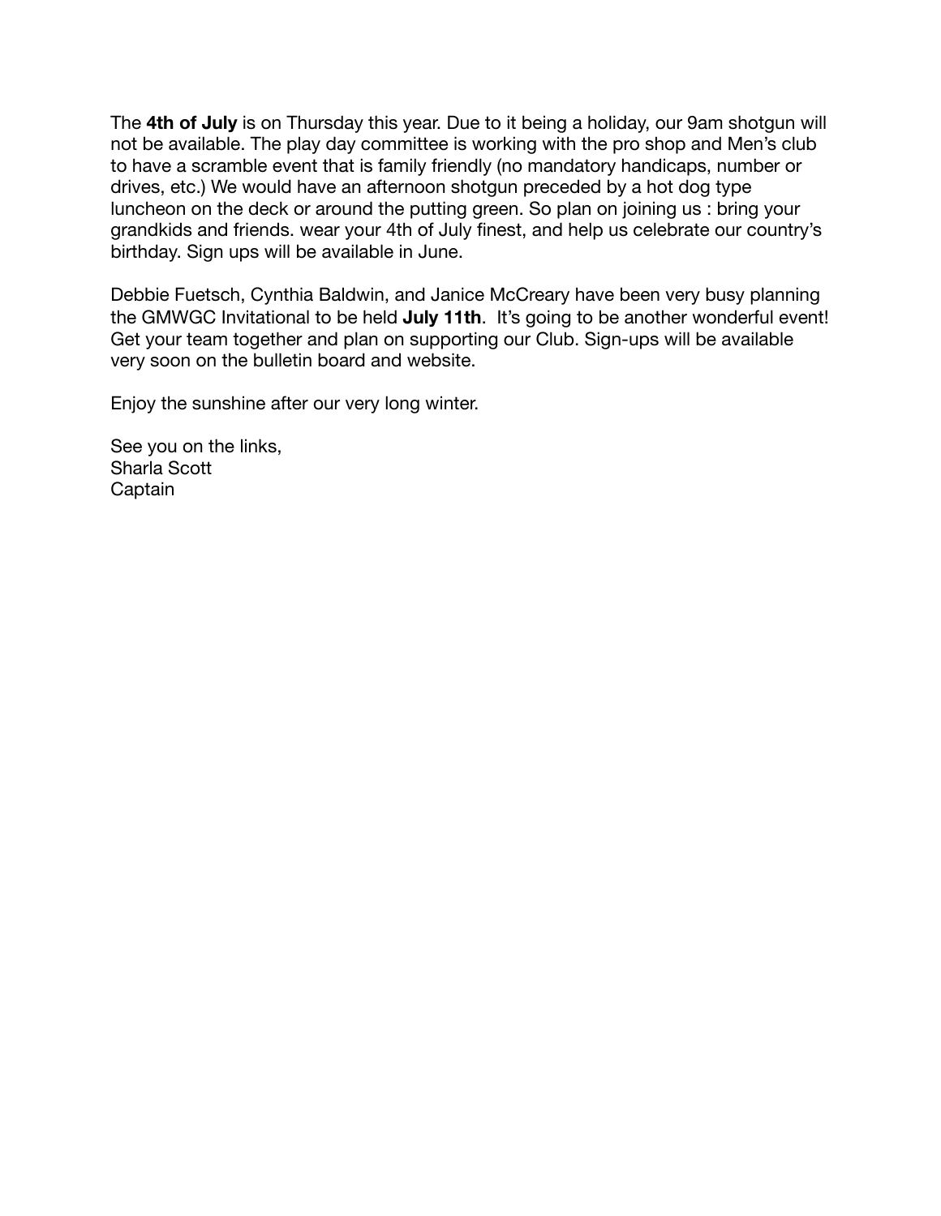The **4th of July** is on Thursday this year. Due to it being a holiday, our 9am shotgun will not be available. The play day committee is working with the pro shop and Men's club to have a scramble event that is family friendly (no mandatory handicaps, number or drives, etc.) We would have an afternoon shotgun preceded by a hot dog type luncheon on the deck or around the putting green. So plan on joining us : bring your grandkids and friends. wear your 4th of July finest, and help us celebrate our country's birthday. Sign ups will be available in June.

Debbie Fuetsch, Cynthia Baldwin, and Janice McCreary have been very busy planning the GMWGC Invitational to be held **July 11th**. It's going to be another wonderful event! Get your team together and plan on supporting our Club. Sign-ups will be available very soon on the bulletin board and website.

Enjoy the sunshine after our very long winter.

See you on the links,
Sharla Scott
Captain